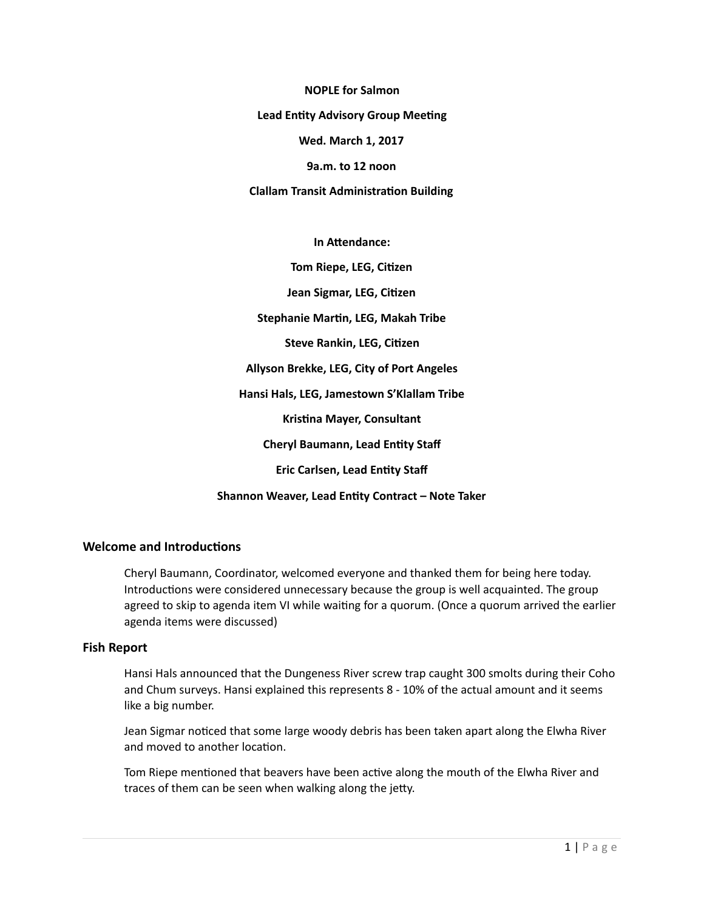**NOPLE for Salmon**

**Lead Entity Advisory Group Meeting**

**Wed. March 1, 2017**

**9a.m. to 12 noon**

**Clallam Transit Administration Building**

**In Attendance:**

**Tom Riepe, LEG, Citizen**

**Jean Sigmar, LEG, Citizen**

**Stephanie Martin, LEG, Makah Tribe**

**Steve Rankin, LEG, Citizen**

**Allyson Brekke, LEG, City of Port Angeles**

**Hansi Hals, LEG, Jamestown S'Klallam Tribe**

**Kristina Mayer, Consultant**

**Cheryl Baumann, Lead Entity Staff**

**Eric Carlsen, Lead Entity Staff**

**Shannon Weaver, Lead Entity Contract – Note Taker**

## Welcome and Introductions

Cheryl Baumann, Coordinator, welcomed everyone and thanked them for being here today. Introductions were considered unnecessary because the group is well acquainted. The group agreed to skip to agenda item VI while waiting for a quorum. (Once a quorum arrived the earlier agenda items were discussed)

## Fish Report

Hansi Hals announced that the Dungeness River screw trap caught 300 smolts during their Coho and Chum surveys. Hansi explained this represents 8 - 10% of the actual amount and it seems like a big number.

Jean Sigmar noticed that some large woody debris has been taken apart along the Elwha River and moved to another location.

Tom Riepe mentioned that beavers have been active along the mouth of the Elwha River and traces of them can be seen when walking along the jetty.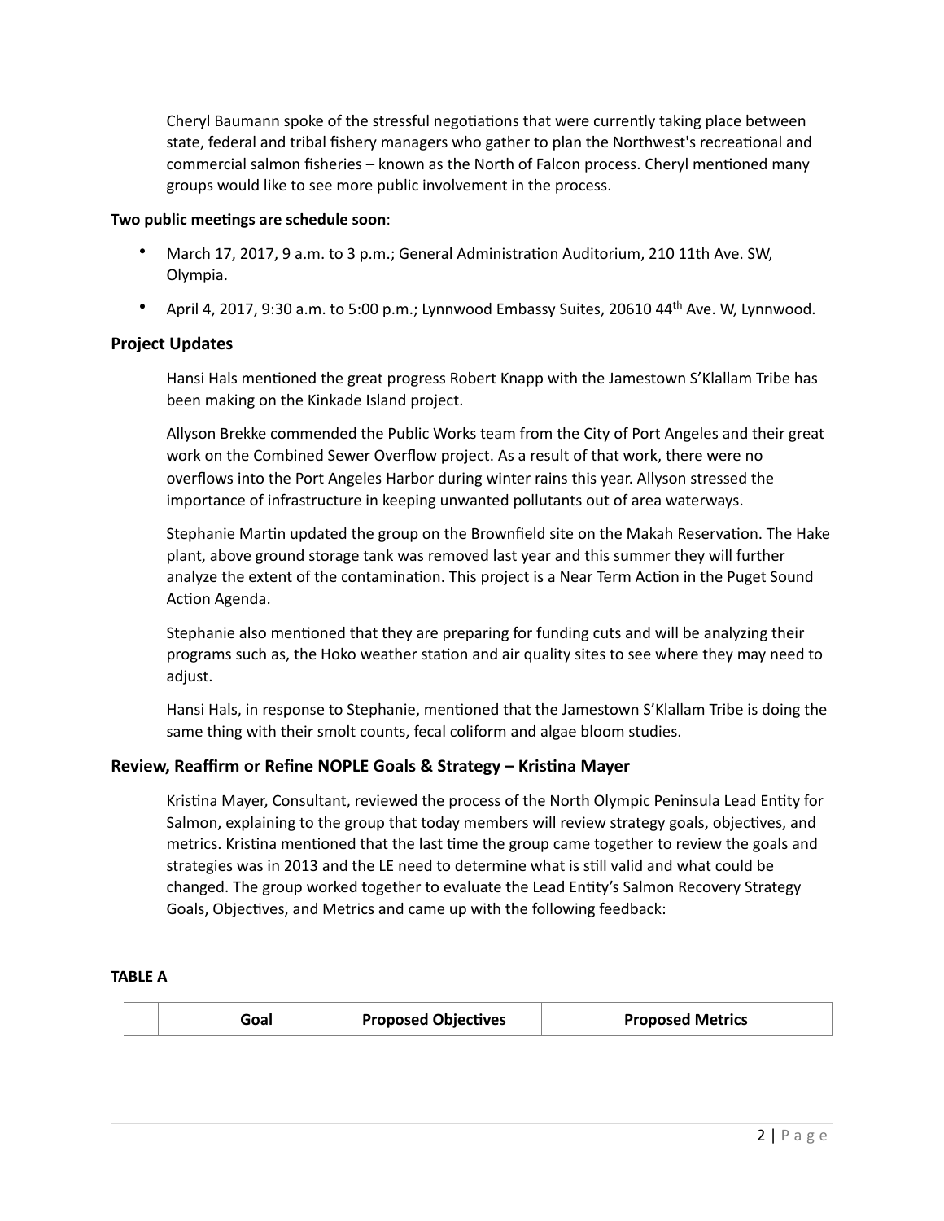Cheryl Baumann spoke of the stressful negotiations that were currently taking place between state, federal and tribal fishery managers who gather to plan the Northwest's recreational and commercial salmon fisheries – known as the North of Falcon process. Cheryl mentioned many groups would like to see more public involvement in the process.

**Two public meetings are schedule soon**:

- March 17, 2017, 9 a.m. to 3 p.m.; General Administration Auditorium, 210 11th Ave. SW, Olympia.
- April 4, 2017, 9:30 a.m. to 5:00 p.m.; Lynnwood Embassy Suites, 20610 44th Ave. W, Lynnwood.

## Project Updates

Hansi Hals mentioned the great progress Robert Knapp with the Jamestown S'Klallam Tribe has been making on the Kinkade Island project.

Allyson Brekke commended the Public Works team from the City of Port Angeles and their great work on the Combined Sewer Overflow project. As a result of that work, there were no overflows into the Port Angeles Harbor during winter rains this year. Allyson stressed the importance of infrastructure in keeping unwanted pollutants out of area waterways.

Stephanie Martin updated the group on the Brownfield site on the Makah Reservation. The Hake plant, above ground storage tank was removed last year and this summer they will further analyze the extent of the contamination. This project is a Near Term Action in the Puget Sound Action Agenda.

Stephanie also mentioned that they are preparing for funding cuts and will be analyzing their programs such as, the Hoko weather station and air quality sites to see where they may need to adjust.

Hansi Hals, in response to Stephanie, mentioned that the Jamestown S'Klallam Tribe is doing the same thing with their smolt counts, fecal coliform and algae bloom studies.

## Review, Reaffirm or Refine NOPLE Goals & Strategy – Kristina Mayer

Kristina Mayer, Consultant, reviewed the process of the North Olympic Peninsula Lead Entity for Salmon, explaining to the group that today members will review strategy goals, objectives, and metrics. Kristina mentioned that the last time the group came together to review the goals and strategies was in 2013 and the LE need to determine what is still valid and what could be changed. The group worked together to evaluate the Lead Entity's Salmon Recovery Strategy Goals, Objectives, and Metrics and came up with the following feedback:

**TABLE A**

| | Goal | Proposed Objectives | Proposed Metrics |
|---|---|---|---|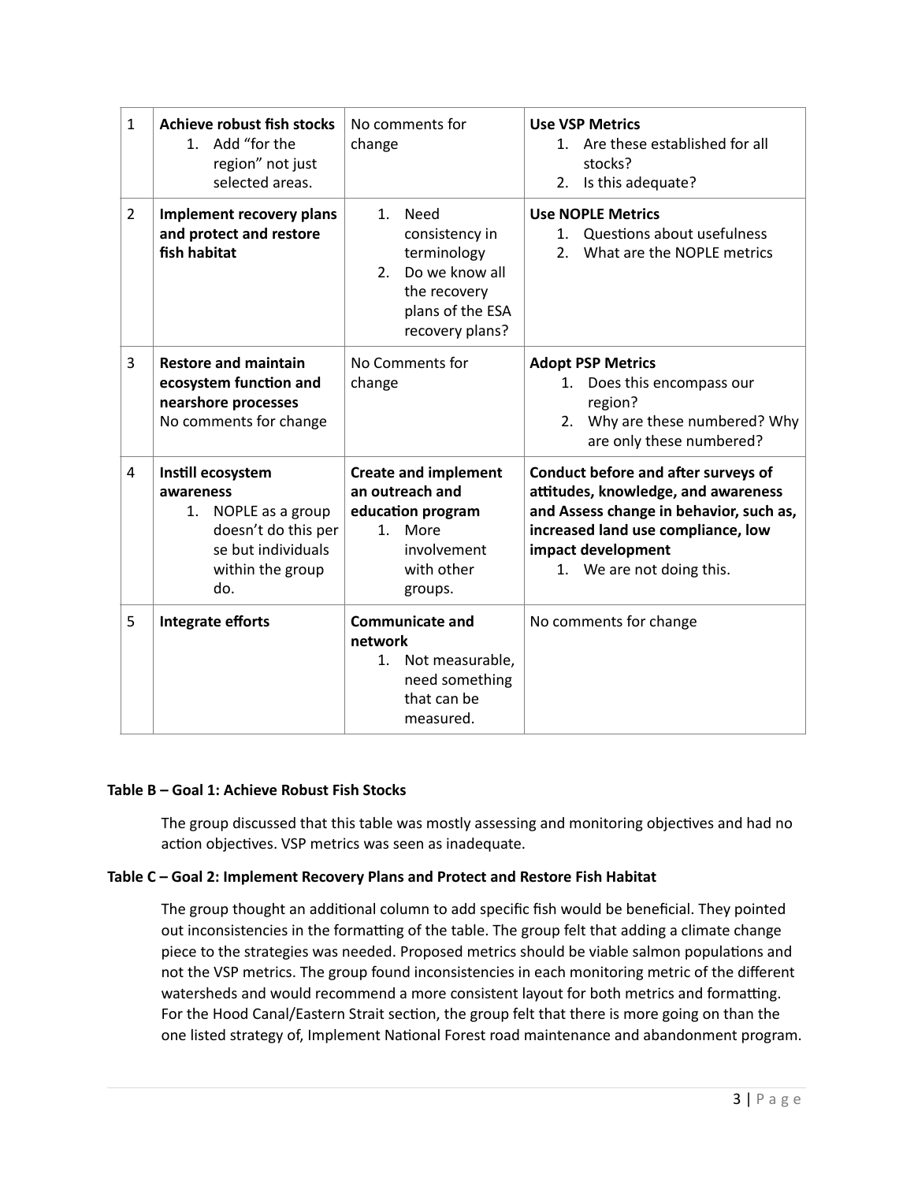| 1 | **Achieve robust fish stocks**<br>1. Add "for the region" not just selected areas. | No comments for change | **Use VSP Metrics**<br>1. Are these established for all stocks?<br>2. Is this adequate? |
|---|---|---|---|
| 2 | **Implement recovery plans and protect and restore fish habitat** | 1. Need consistency in terminology<br>2. Do we know all the recovery plans of the ESA recovery plans? | **Use NOPLE Metrics**<br>1. Questions about usefulness<br>2. What are the NOPLE metrics |
| 3 | **Restore and maintain ecosystem function and nearshore processes**<br>No comments for change | No Comments for change | **Adopt PSP Metrics**<br>1. Does this encompass our region?<br>2. Why are these numbered? Why are only these numbered? |
| 4 | **Instill ecosystem awareness**<br>1. NOPLE as a group doesn't do this per se but individuals within the group do. | **Create and implement an outreach and education program**<br>1. More involvement with other groups. | **Conduct before and after surveys of attitudes, knowledge, and awareness and Assess change in behavior, such as, increased land use compliance, low impact development**<br>1. We are not doing this. |
| 5 | **Integrate efforts** | **Communicate and network**<br>1. Not measurable, need something that can be measured. | No comments for change |

**Table B – Goal 1: Achieve Robust Fish Stocks**

The group discussed that this table was mostly assessing and monitoring objectives and had no action objectives. VSP metrics was seen as inadequate.

**Table C – Goal 2: Implement Recovery Plans and Protect and Restore Fish Habitat**

The group thought an additional column to add specific fish would be beneficial. They pointed out inconsistencies in the formatting of the table. The group felt that adding a climate change piece to the strategies was needed. Proposed metrics should be viable salmon populations and not the VSP metrics. The group found inconsistencies in each monitoring metric of the different watersheds and would recommend a more consistent layout for both metrics and formatting. For the Hood Canal/Eastern Strait section, the group felt that there is more going on than the one listed strategy of, Implement National Forest road maintenance and abandonment program.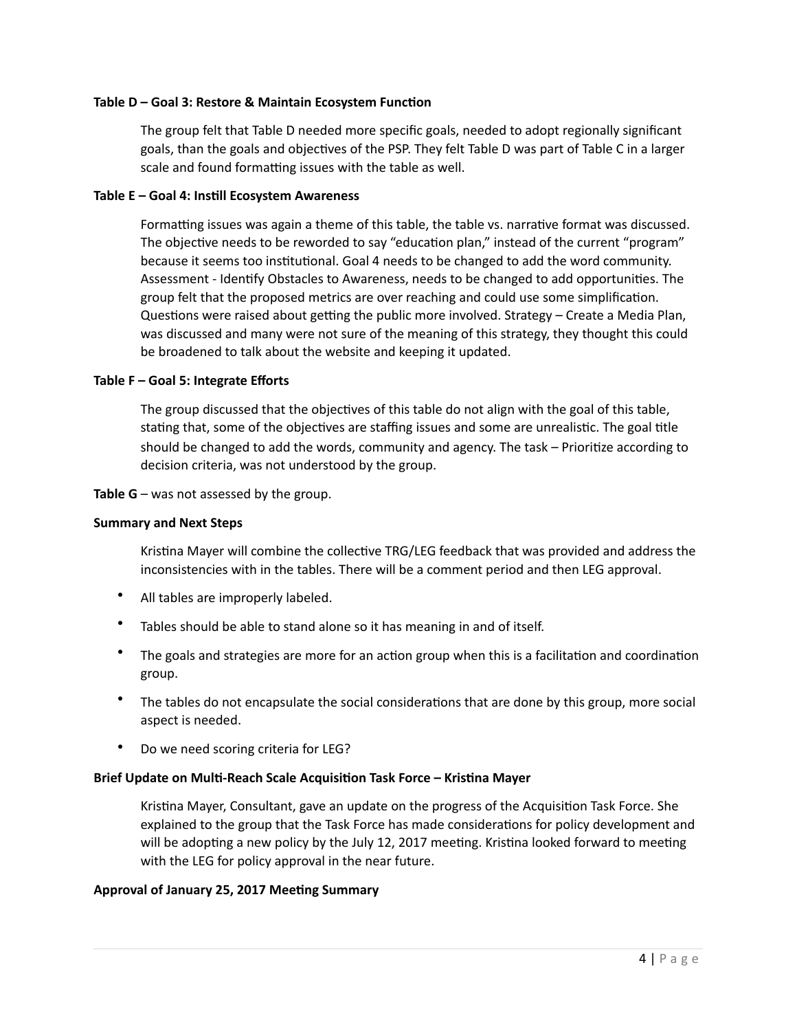**Table D – Goal 3: Restore & Maintain Ecosystem Function**

The group felt that Table D needed more specific goals, needed to adopt regionally significant goals, than the goals and objectives of the PSP. They felt Table D was part of Table C in a larger scale and found formatting issues with the table as well.

**Table E – Goal 4: Instill Ecosystem Awareness**

Formatting issues was again a theme of this table, the table vs. narrative format was discussed. The objective needs to be reworded to say "education plan," instead of the current "program" because it seems too institutional. Goal 4 needs to be changed to add the word community. Assessment - Identify Obstacles to Awareness, needs to be changed to add opportunities. The group felt that the proposed metrics are over reaching and could use some simplification. Questions were raised about getting the public more involved. Strategy – Create a Media Plan, was discussed and many were not sure of the meaning of this strategy, they thought this could be broadened to talk about the website and keeping it updated.

**Table F – Goal 5: Integrate Efforts**

The group discussed that the objectives of this table do not align with the goal of this table, stating that, some of the objectives are staffing issues and some are unrealistic. The goal title should be changed to add the words, community and agency. The task – Prioritize according to decision criteria, was not understood by the group.

**Table G** – was not assessed by the group.

**Summary and Next Steps**

Kristina Mayer will combine the collective TRG/LEG feedback that was provided and address the inconsistencies with in the tables. There will be a comment period and then LEG approval.

- All tables are improperly labeled.
- Tables should be able to stand alone so it has meaning in and of itself.
- The goals and strategies are more for an action group when this is a facilitation and coordination group.
- The tables do not encapsulate the social considerations that are done by this group, more social aspect is needed.
- Do we need scoring criteria for LEG?

**Brief Update on Multi-Reach Scale Acquisition Task Force – Kristina Mayer**

Kristina Mayer, Consultant, gave an update on the progress of the Acquisition Task Force. She explained to the group that the Task Force has made considerations for policy development and will be adopting a new policy by the July 12, 2017 meeting. Kristina looked forward to meeting with the LEG for policy approval in the near future.

**Approval of January 25, 2017 Meeting Summary**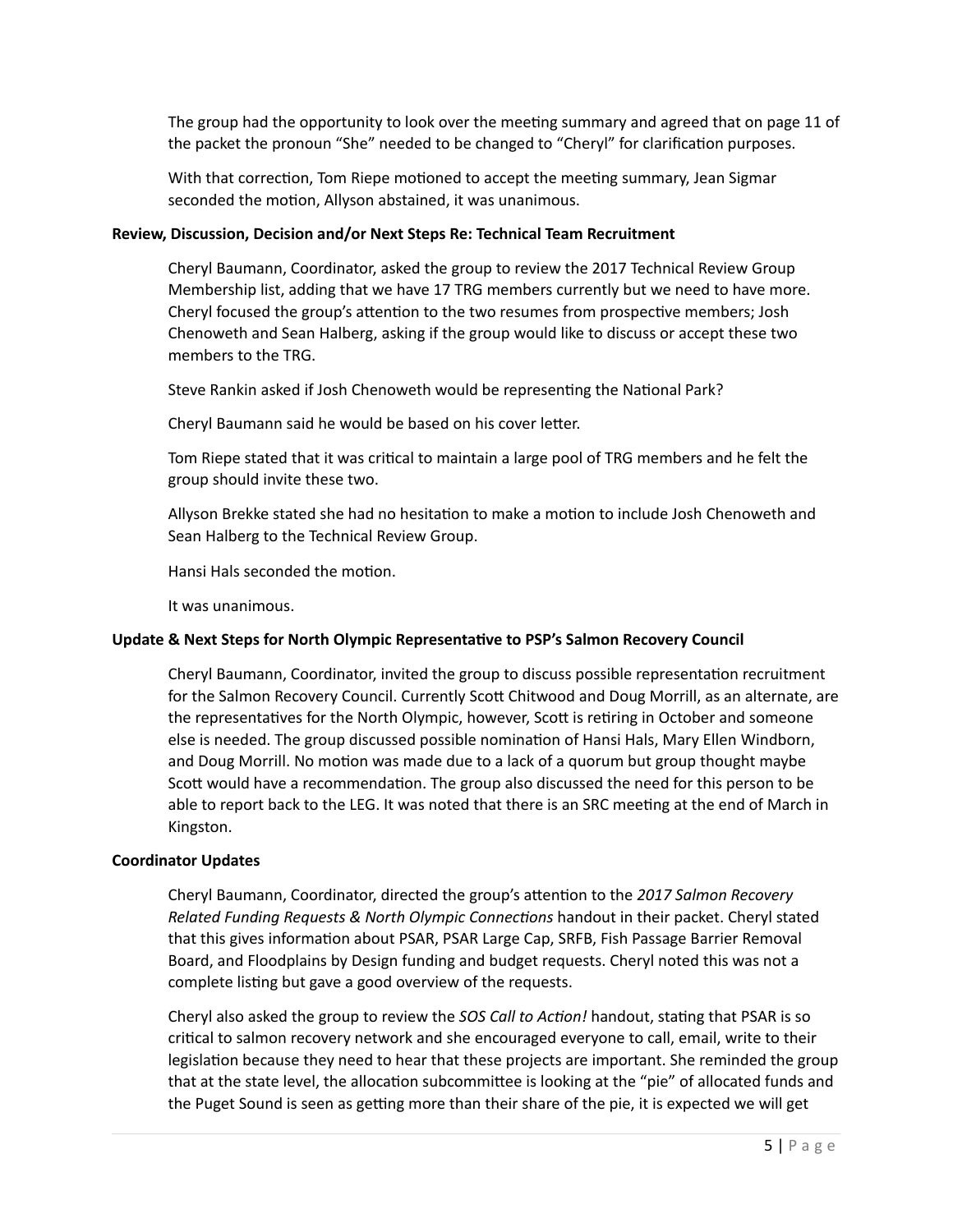The group had the opportunity to look over the meeting summary and agreed that on page 11 of the packet the pronoun "She" needed to be changed to "Cheryl" for clarification purposes.

With that correction, Tom Riepe motioned to accept the meeting summary, Jean Sigmar seconded the motion, Allyson abstained, it was unanimous.

**Review, Discussion, Decision and/or Next Steps Re: Technical Team Recruitment**

Cheryl Baumann, Coordinator, asked the group to review the 2017 Technical Review Group Membership list, adding that we have 17 TRG members currently but we need to have more. Cheryl focused the group's attention to the two resumes from prospective members; Josh Chenoweth and Sean Halberg, asking if the group would like to discuss or accept these two members to the TRG.

Steve Rankin asked if Josh Chenoweth would be representing the National Park?

Cheryl Baumann said he would be based on his cover letter.

Tom Riepe stated that it was critical to maintain a large pool of TRG members and he felt the group should invite these two.

Allyson Brekke stated she had no hesitation to make a motion to include Josh Chenoweth and Sean Halberg to the Technical Review Group.

Hansi Hals seconded the motion.

It was unanimous.

**Update & Next Steps for North Olympic Representative to PSP's Salmon Recovery Council**

Cheryl Baumann, Coordinator, invited the group to discuss possible representation recruitment for the Salmon Recovery Council. Currently Scott Chitwood and Doug Morrill, as an alternate, are the representatives for the North Olympic, however, Scott is retiring in October and someone else is needed. The group discussed possible nomination of Hansi Hals, Mary Ellen Windborn, and Doug Morrill. No motion was made due to a lack of a quorum but group thought maybe Scott would have a recommendation. The group also discussed the need for this person to be able to report back to the LEG. It was noted that there is an SRC meeting at the end of March in Kingston.

**Coordinator Updates**

Cheryl Baumann, Coordinator, directed the group's attention to the *2017 Salmon Recovery Related Funding Requests & North Olympic Connections* handout in their packet. Cheryl stated that this gives information about PSAR, PSAR Large Cap, SRFB, Fish Passage Barrier Removal Board, and Floodplains by Design funding and budget requests. Cheryl noted this was not a complete listing but gave a good overview of the requests.

Cheryl also asked the group to review the *SOS Call to Action!* handout, stating that PSAR is so critical to salmon recovery network and she encouraged everyone to call, email, write to their legislation because they need to hear that these projects are important. She reminded the group that at the state level, the allocation subcommittee is looking at the "pie" of allocated funds and the Puget Sound is seen as getting more than their share of the pie, it is expected we will get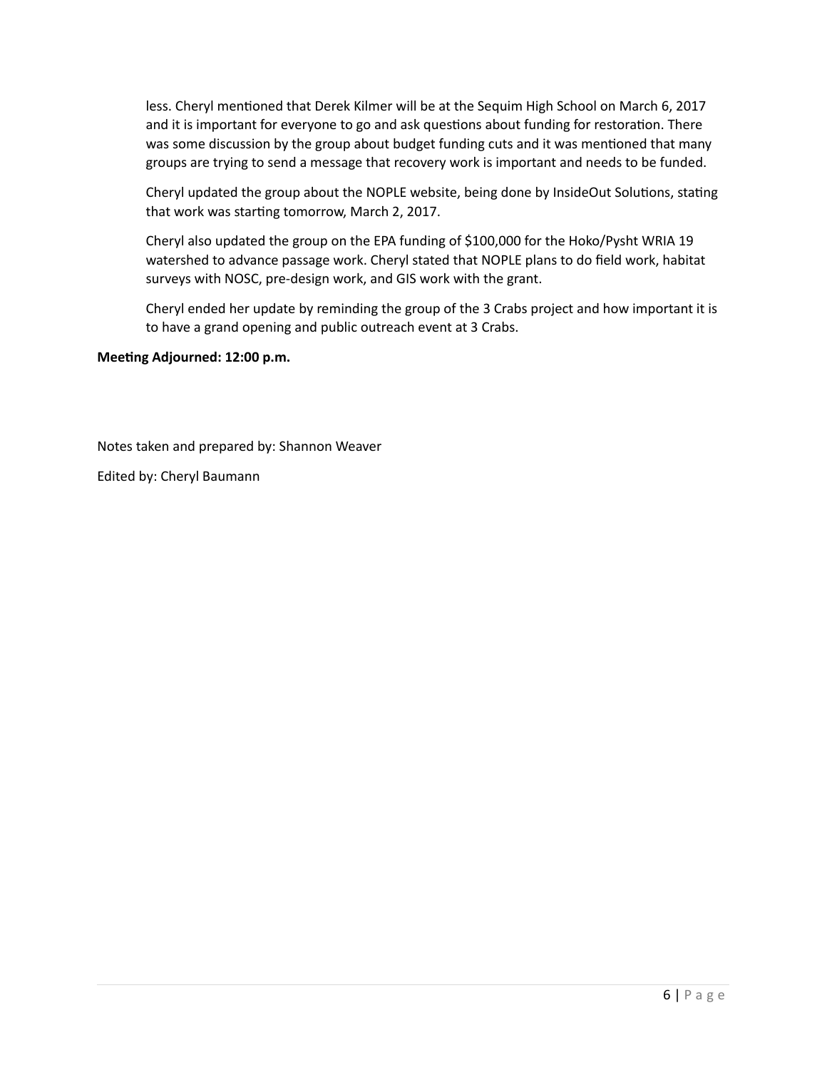less. Cheryl mentioned that Derek Kilmer will be at the Sequim High School on March 6, 2017 and it is important for everyone to go and ask questions about funding for restoration. There was some discussion by the group about budget funding cuts and it was mentioned that many groups are trying to send a message that recovery work is important and needs to be funded.

Cheryl updated the group about the NOPLE website, being done by InsideOut Solutions, stating that work was starting tomorrow, March 2, 2017.

Cheryl also updated the group on the EPA funding of $100,000 for the Hoko/Pysht WRIA 19 watershed to advance passage work. Cheryl stated that NOPLE plans to do field work, habitat surveys with NOSC, pre-design work, and GIS work with the grant.

Cheryl ended her update by reminding the group of the 3 Crabs project and how important it is to have a grand opening and public outreach event at 3 Crabs.

**Meeting Adjourned: 12:00 p.m.**

Notes taken and prepared by: Shannon Weaver

Edited by: Cheryl Baumann